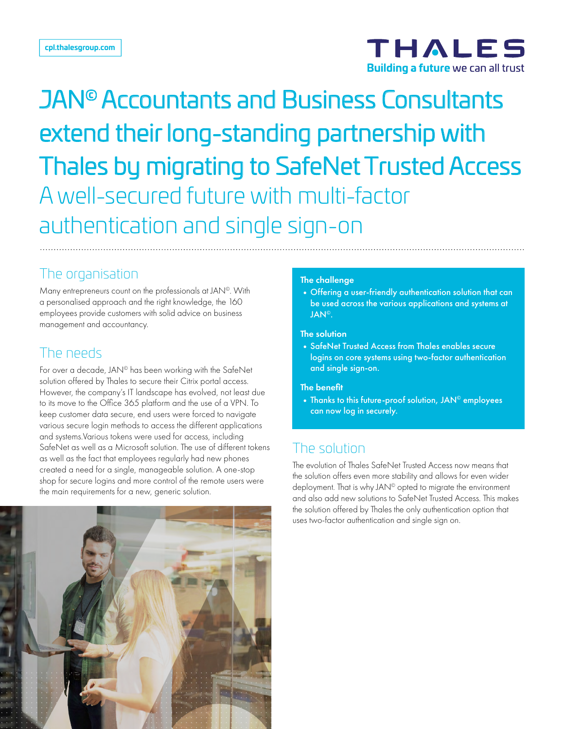cpl.thalesgroup.com

# JAN© Accountants and Business Consultants extend their long-standing partnership with Thales by migrating to SafeNet Trusted Access

## A well-secured future with multi-factor authentication and single sign-on

## The organisation

Many entrepreneurs count on the professionals at JAN©. With a personalised approach and the right knowledge, the 160 employees provide customers with solid advice on business management and accountancy.

## The needs

For over a decade, JAN© has been working with the SafeNet solution offered by Thales to secure their Citrix portal access. However, the company's IT landscape has evolved, not least due to its move to the Office 365 platform and the use of a VPN. To keep customer data secure, end users were forced to navigate various secure login methods to access the different applications and systems.Various tokens were used for access, including SafeNet as well as a Microsoft solution. The use of different tokens as well as the fact that employees regularly had new phones created a need for a single, manageable solution. A one-stop shop for secure logins and more control of the remote users were the main requirements for a new, generic solution.

**The challenge**

- Offering a user-friendly authentication solution that can be used across the various applications and systems at JAN©.

**The solution**

- SafeNet Trusted Access from Thales enables secure logins on core systems using two-factor authentication and single sign-on.

**The benefit**

- Thanks to this future-proof solution, JAN© employees can now log in securely.

## The solution

The evolution of Thales SafeNet Trusted Access now means that the solution offers even more stability and allows for even wider deployment. That is why JAN© opted to migrate the environment and also add new solutions to SafeNet Trusted Access. This makes the solution offered by Thales the only authentication option that uses two-factor authentication and single sign on.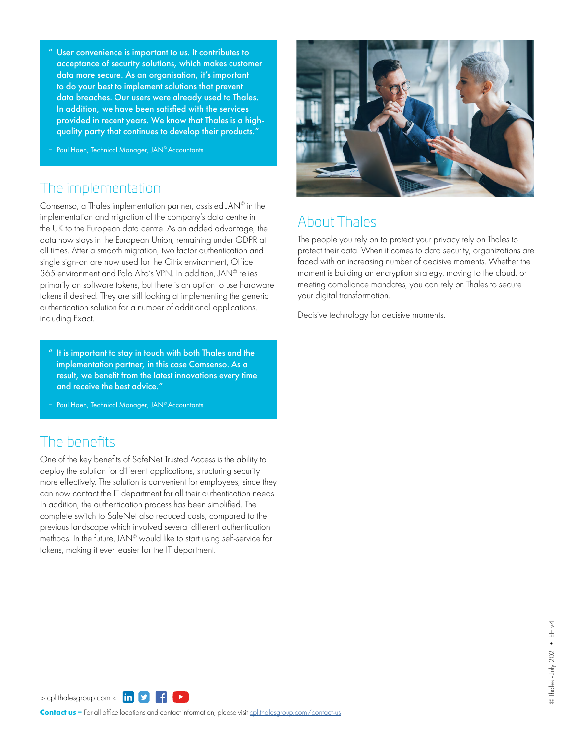> "User convenience is important to us. It contributes to acceptance of security solutions, which makes customer data more secure. As an organisation, it's important to do your best to implement solutions that prevent data breaches. Our users were already used to Thales. In addition, we have been satisfied with the services provided in recent years. We know that Thales is a high-quality party that continues to develop their products."
>
> – Paul Haen, Technical Manager, JAN© Accountants

## The implementation

Comsenso, a Thales implementation partner, assisted JAN© in the implementation and migration of the company's data centre in the UK to the European data centre. As an added advantage, the data now stays in the European Union, remaining under GDPR at all times. After a smooth migration, two factor authentication and single sign-on are now used for the Citrix environment, Office 365 environment and Palo Alto's VPN. In addition, JAN© relies primarily on software tokens, but there is an option to use hardware tokens if desired. They are still looking at implementing the generic authentication solution for a number of additional applications, including Exact.

> "It is important to stay in touch with both Thales and the implementation partner, in this case Comsenso. As a result, we benefit from the latest innovations every time and receive the best advice."
>
> – Paul Haen, Technical Manager, JAN© Accountants

## The benefits

One of the key benefits of SafeNet Trusted Access is the ability to deploy the solution for different applications, structuring security more effectively. The solution is convenient for employees, since they can now contact the IT department for all their authentication needs. In addition, the authentication process has been simplified. The complete switch to SafeNet also reduced costs, compared to the previous landscape which involved several different authentication methods. In the future, JAN© would like to start using self-service for tokens, making it even easier for the IT department.

## About Thales

The people you rely on to protect your privacy rely on Thales to protect their data. When it comes to data security, organizations are faced with an increasing number of decisive moments. Whether the moment is building an encryption strategy, moving to the cloud, or meeting compliance mandates, you can rely on Thales to secure your digital transformation.

Decisive technology for decisive moments.

> cpl.thalesgroup.com <

**Contact us –** For all office locations and contact information, please visit cpl.thalesgroup.com/contact-us

© Thales - July 2021 • EH v4